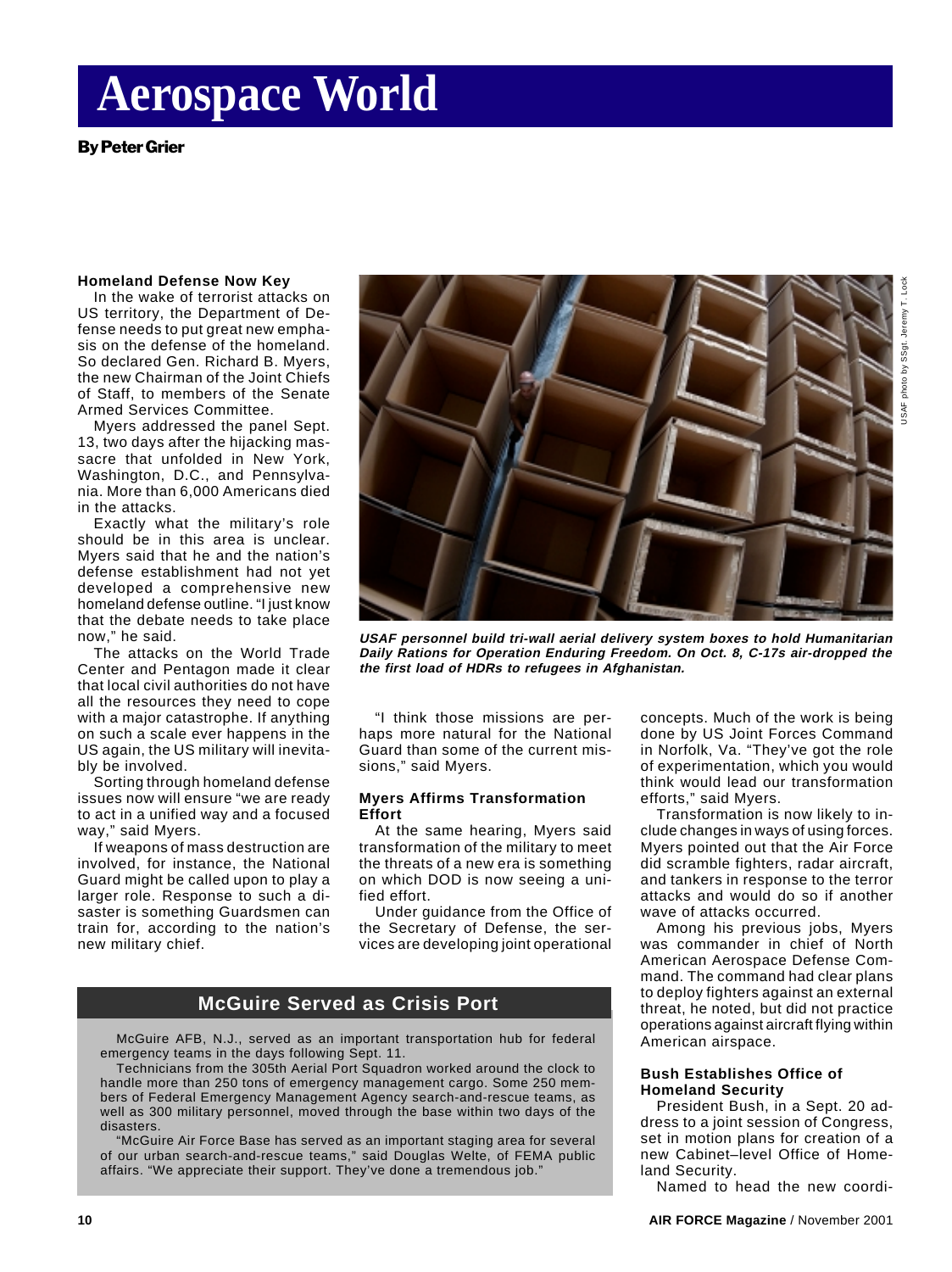# Aerospace World

**By Peter Grier**

### Homeland Defense Now Key

In the wake of terrorist attacks on US territory, the Department of Defense needs to put great new emphasis on the defense of the homeland. So declared Gen. Richard B. Myers, the new Chairman of the Joint Chiefs of Staff, to members of the Senate Armed Services Committee.

Myers addressed the panel Sept. 13, two days after the hijacking massacre that unfolded in New York, Washington, D.C., and Pennsylvania. More than 6,000 Americans died in the attacks.

Exactly what the military's role should be in this area is unclear. Myers said that he and the nation's defense establishment had not yet developed a comprehensive new homeland defense outline. "I just know that the debate needs to take place now," he said.

The attacks on the World Trade Center and Pentagon made it clear that local civil authorities do not have all the resources they need to cope with a major catastrophe. If anything on such a scale ever happens in the US again, the US military will inevitably be involved.

Sorting through homeland defense issues now will ensure "we are ready to act in a unified way and a focused way," said Myers.

If weapons of mass destruction are involved, for instance, the National Guard might be called upon to play a larger role. Response to such a disaster is something Guardsmen can train for, according to the nation's new military chief.

*USAF photo by SSgt. Jeremy T. Lock*

***USAF personnel build tri-wall aerial delivery system boxes to hold Humanitarian Daily Rations for Operation Enduring Freedom. On Oct. 8, C-17s air-dropped the the first load of HDRs to refugees in Afghanistan.***

"I think those missions are perhaps more natural for the National Guard than some of the current missions," said Myers.

### Myers Affirms Transformation Effort

At the same hearing, Myers said transformation of the military to meet the threats of a new era is something on which DOD is now seeing a unified effort.

Under guidance from the Office of the Secretary of Defense, the services are developing joint operational concepts. Much of the work is being done by US Joint Forces Command in Norfolk, Va. "They've got the role of experimentation, which you would think would lead our transformation efforts," said Myers.

Transformation is now likely to include changes in ways of using forces. Myers pointed out that the Air Force did scramble fighters, radar aircraft, and tankers in response to the terror attacks and would do so if another wave of attacks occurred.

Among his previous jobs, Myers was commander in chief of North American Aerospace Defense Command. The command had clear plans to deploy fighters against an external threat, he noted, but did not practice operations against aircraft flying within American airspace.

### Bush Establishes Office of Homeland Security

President Bush, in a Sept. 20 address to a joint session of Congress, set in motion plans for creation of a new Cabinet–level Office of Homeland Security.

Named to head the new coordi-

## McGuire Served as Crisis Port

McGuire AFB, N.J., served as an important transportation hub for federal emergency teams in the days following Sept. 11.

Technicians from the 305th Aerial Port Squadron worked around the clock to handle more than 250 tons of emergency management cargo. Some 250 members of Federal Emergency Management Agency search-and-rescue teams, as well as 300 military personnel, moved through the base within two days of the disasters.

"McGuire Air Force Base has served as an important staging area for several of our urban search-and-rescue teams," said Douglas Welte, of FEMA public affairs. "We appreciate their support. They've done a tremendous job."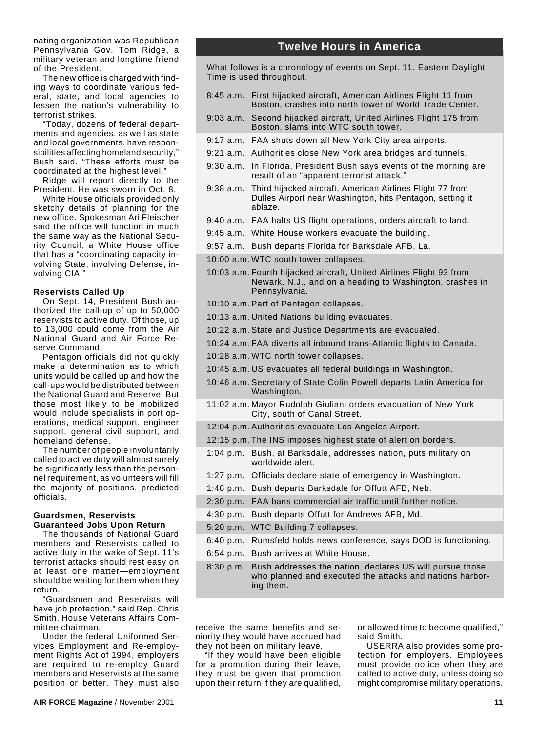nating organization was Republican Pennsylvania Gov. Tom Ridge, a military veteran and longtime friend of the President.

The new office is charged with finding ways to coordinate various federal, state, and local agencies to lessen the nation's vulnerability to terrorist strikes.

"Today, dozens of federal departments and agencies, as well as state and local governments, have responsibilities affecting homeland security," Bush said. "These efforts must be coordinated at the highest level."

Ridge will report directly to the President. He was sworn in Oct. 8.

White House officials provided only sketchy details of planning for the new office. Spokesman Ari Fleischer said the office will function in much the same way as the National Security Council, a White House office that has a "coordinating capacity involving State, involving Defense, involving CIA."

### Reservists Called Up

On Sept. 14, President Bush authorized the call-up of up to 50,000 reservists to active duty. Of those, up to 13,000 could come from the Air National Guard and Air Force Reserve Command.

Pentagon officials did not quickly make a determination as to which units would be called up and how the call-ups would be distributed between the National Guard and Reserve. But those most likely to be mobilized would include specialists in port operations, medical support, engineer support, general civil support, and homeland defense.

The number of people involuntarily called to active duty will almost surely be significantly less than the personnel requirement, as volunteers will fill the majority of positions, predicted officials.

### Guardsmen, Reservists Guaranteed Jobs Upon Return

The thousands of National Guard members and Reservists called to active duty in the wake of Sept. 11's terrorist attacks should rest easy on at least one matter—employment should be waiting for them when they return.

"Guardsmen and Reservists will have job protection," said Rep. Chris Smith, House Veterans Affairs Committee chairman.

Under the federal Uniformed Services Employment and Re-employment Rights Act of 1994, employers are required to re-employ Guard members and Reservists at the same position or better. They must also receive the same benefits and seniority they would have accrued had they not been on military leave.

"If they would have been eligible for a promotion during their leave, they must be given that promotion upon their return if they are qualified, or allowed time to become qualified," said Smith.

USERRA also provides some protection for employers. Employees must provide notice when they are called to active duty, unless doing so might compromise military operations.

## Twelve Hours in America

What follows is a chronology of events on Sept. 11. Eastern Daylight Time is used throughout.

| Time | Event |
|---|---|
| 8:45 a.m. | First hijacked aircraft, American Airlines Flight 11 from Boston, crashes into north tower of World Trade Center. |
| 9:03 a.m. | Second hijacked aircraft, United Airlines Flight 175 from Boston, slams into WTC south tower. |
| 9:17 a.m. | FAA shuts down all New York City area airports. |
| 9:21 a.m. | Authorities close New York area bridges and tunnels. |
| 9:30 a.m. | In Florida, President Bush says events of the morning are result of an "apparent terrorist attack." |
| 9:38 a.m. | Third hijacked aircraft, American Airlines Flight 77 from Dulles Airport near Washington, hits Pentagon, setting it ablaze. |
| 9:40 a.m. | FAA halts US flight operations, orders aircraft to land. |
| 9:45 a.m. | White House workers evacuate the building. |
| 9:57 a.m. | Bush departs Florida for Barksdale AFB, La. |
| 10:00 a.m. | WTC south tower collapses. |
| 10:03 a.m. | Fourth hijacked aircraft, United Airlines Flight 93 from Newark, N.J., and on a heading to Washington, crashes in Pennsylvania. |
| 10:10 a.m. | Part of Pentagon collapses. |
| 10:13 a.m. | United Nations building evacuates. |
| 10:22 a.m. | State and Justice Departments are evacuated. |
| 10:24 a.m. | FAA diverts all inbound trans-Atlantic flights to Canada. |
| 10:28 a.m. | WTC north tower collapses. |
| 10:45 a.m. | US evacuates all federal buildings in Washington. |
| 10:46 a.m. | Secretary of State Colin Powell departs Latin America for Washington. |
| 11:02 a.m. | Mayor Rudolph Giuliani orders evacuation of New York City, south of Canal Street. |
| 12:04 p.m. | Authorities evacuate Los Angeles Airport. |
| 12:15 p.m. | The INS imposes highest state of alert on borders. |
| 1:04 p.m. | Bush, at Barksdale, addresses nation, puts military on worldwide alert. |
| 1:27 p.m. | Officials declare state of emergency in Washington. |
| 1:48 p.m. | Bush departs Barksdale for Offutt AFB, Neb. |
| 2:30 p.m. | FAA bans commercial air traffic until further notice. |
| 4:30 p.m. | Bush departs Offutt for Andrews AFB, Md. |
| 5:20 p.m. | WTC Building 7 collapses. |
| 6:40 p.m. | Rumsfeld holds news conference, says DOD is functioning. |
| 6:54 p.m. | Bush arrives at White House. |
| 8:30 p.m. | Bush addresses the nation, declares US will pursue those who planned and executed the attacks and nations harboring them. |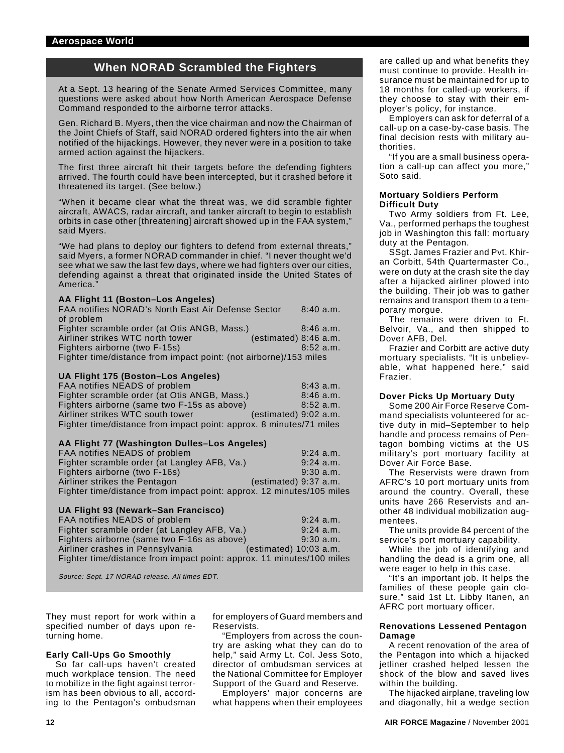## When NORAD Scrambled the Fighters

At a Sept. 13 hearing of the Senate Armed Services Committee, many questions were asked about how North American Aerospace Defense Command responded to the airborne terror attacks.

Gen. Richard B. Myers, then the vice chairman and now the Chairman of the Joint Chiefs of Staff, said NORAD ordered fighters into the air when notified of the hijackings. However, they never were in a position to take armed action against the hijackers.

The first three aircraft hit their targets before the defending fighters arrived. The fourth could have been intercepted, but it crashed before it threatened its target. (See below.)

"When it became clear what the threat was, we did scramble fighter aircraft, AWACS, radar aircraft, and tanker aircraft to begin to establish orbits in case other [threatening] aircraft showed up in the FAA system," said Myers.

"We had plans to deploy our fighters to defend from external threats," said Myers, a former NORAD commander in chief. "I never thought we'd see what we saw the last few days, where we had fighters over our cities, defending against a threat that originated inside the United States of America."

**AA Flight 11 (Boston–Los Angeles)**

| | |
|---|---|
| FAA notifies NORAD's North East Air Defense Sector of problem | 8:40 a.m. |
| Fighter scramble order (at Otis ANGB, Mass.) | 8:46 a.m. |
| Airliner strikes WTC north tower | (estimated) 8:46 a.m. |
| Fighters airborne (two F-15s) | 8:52 a.m. |

Fighter time/distance from impact point: (not airborne)/153 miles

**UA Flight 175 (Boston–Los Angeles)**

| | |
|---|---|
| FAA notifies NEADS of problem | 8:43 a.m. |
| Fighter scramble order (at Otis ANGB, Mass.) | 8:46 a.m. |
| Fighters airborne (same two F-15s as above) | 8:52 a.m. |
| Airliner strikes WTC south tower | (estimated) 9:02 a.m. |

Fighter time/distance from impact point: approx. 8 minutes/71 miles

**AA Flight 77 (Washington Dulles–Los Angeles)**

| | |
|---|---|
| FAA notifies NEADS of problem | 9:24 a.m. |
| Fighter scramble order (at Langley AFB, Va.) | 9:24 a.m. |
| Fighters airborne (two F-16s) | 9:30 a.m. |
| Airliner strikes the Pentagon | (estimated) 9:37 a.m. |

Fighter time/distance from impact point: approx. 12 minutes/105 miles

**UA Flight 93 (Newark–San Francisco)**

| | |
|---|---|
| FAA notifies NEADS of problem | 9:24 a.m. |
| Fighter scramble order (at Langley AFB, Va.) | 9:24 a.m. |
| Fighters airborne (same two F-16s as above) | 9:30 a.m. |
| Airliner crashes in Pennsylvania | (estimated) 10:03 a.m. |

Fighter time/distance from impact point: approx. 11 minutes/100 miles

*Source: Sept. 17 NORAD release. All times EDT.*

They must report for work within a specified number of days upon returning home.

### Early Call-Ups Go Smoothly

So far call-ups haven't created much workplace tension. The need to mobilize in the fight against terrorism has been obvious to all, according to the Pentagon's ombudsman for employers of Guard members and Reservists.

"Employers from across the country are asking what they can do to help," said Army Lt. Col. Jess Soto, director of ombudsman services at the National Committee for Employer Support of the Guard and Reserve.

Employers' major concerns are what happens when their employees are called up and what benefits they must continue to provide. Health insurance must be maintained for up to 18 months for called-up workers, if they choose to stay with their employer's policy, for instance.

Employers can ask for deferral of a call-up on a case-by-case basis. The final decision rests with military authorities.

"If you are a small business operation a call-up can affect you more," Soto said.

### Mortuary Soldiers Perform Difficult Duty

Two Army soldiers from Ft. Lee, Va., performed perhaps the toughest job in Washington this fall: mortuary duty at the Pentagon.

SSgt. James Frazier and Pvt. Khiran Corbitt, 54th Quartermaster Co., were on duty at the crash site the day after a hijacked airliner plowed into the building. Their job was to gather remains and transport them to a temporary morgue.

The remains were driven to Ft. Belvoir, Va., and then shipped to Dover AFB, Del.

Frazier and Corbitt are active duty mortuary specialists. "It is unbelievable, what happened here," said Frazier.

### Dover Picks Up Mortuary Duty

Some 200 Air Force Reserve Command specialists volunteered for active duty in mid–September to help handle and process remains of Pentagon bombing victims at the US military's port mortuary facility at Dover Air Force Base.

The Reservists were drawn from AFRC's 10 port mortuary units from around the country. Overall, these units have 266 Reservists and another 48 individual mobilization augmentees.

The units provide 84 percent of the service's port mortuary capability.

While the job of identifying and handling the dead is a grim one, all were eager to help in this case.

"It's an important job. It helps the families of these people gain closure," said 1st Lt. Libby Itanen, an AFRC port mortuary officer.

### Renovations Lessened Pentagon Damage

A recent renovation of the area of the Pentagon into which a hijacked jetliner crashed helped lessen the shock of the blow and saved lives within the building.

The hijacked airplane, traveling low and diagonally, hit a wedge section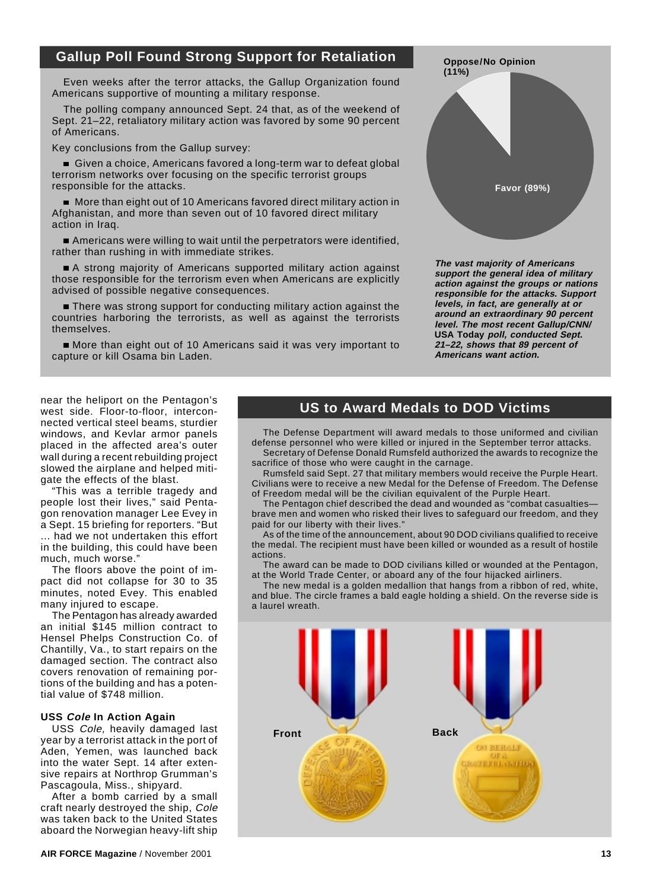## Gallup Poll Found Strong Support for Retaliation

Even weeks after the terror attacks, the Gallup Organization found Americans supportive of mounting a military response.

The polling company announced Sept. 24 that, as of the weekend of Sept. 21–22, retaliatory military action was favored by some 90 percent of Americans.

Key conclusions from the Gallup survey:

- Given a choice, Americans favored a long-term war to defeat global terrorism networks over focusing on the specific terrorist groups responsible for the attacks.
- More than eight out of 10 Americans favored direct military action in Afghanistan, and more than seven out of 10 favored direct military action in Iraq.
- Americans were willing to wait until the perpetrators were identified, rather than rushing in with immediate strikes.
- A strong majority of Americans supported military action against those responsible for the terrorism even when Americans are explicitly advised of possible negative consequences.
- There was strong support for conducting military action against the countries harboring the terrorists, as well as against the terrorists themselves.
- More than eight out of 10 Americans said it was very important to capture or kill Osama bin Laden.

Oppose/No Opinion (11%)

Favor (89%)

***The vast majority of Americans support the general idea of military action against the groups or nations responsible for the attacks. Support levels, in fact, are generally at or around an extraordinary 90 percent level. The most recent Gallup/CNN/*** **USA Today** ***poll, conducted Sept. 21–22, shows that 89 percent of Americans want action.***

near the heliport on the Pentagon's west side. Floor-to-floor, interconnected vertical steel beams, sturdier windows, and Kevlar armor panels placed in the affected area's outer wall during a recent rebuilding project slowed the airplane and helped mitigate the effects of the blast.

"This was a terrible tragedy and people lost their lives," said Pentagon renovation manager Lee Evey in a Sept. 15 briefing for reporters. "But ... had we not undertaken this effort in the building, this could have been much, much worse."

The floors above the point of impact did not collapse for 30 to 35 minutes, noted Evey. This enabled many injured to escape.

The Pentagon has already awarded an initial $145 million contract to Hensel Phelps Construction Co. of Chantilly, Va., to start repairs on the damaged section. The contract also covers renovation of remaining portions of the building and has a potential value of $748 million.

### USS *Cole* In Action Again

USS *Cole,* heavily damaged last year by a terrorist attack in the port of Aden, Yemen, was launched back into the water Sept. 14 after extensive repairs at Northrop Grumman's Pascagoula, Miss., shipyard.

After a bomb carried by a small craft nearly destroyed the ship, *Cole* was taken back to the United States aboard the Norwegian heavy-lift ship

## US to Award Medals to DOD Victims

The Defense Department will award medals to those uniformed and civilian defense personnel who were killed or injured in the September terror attacks.

Secretary of Defense Donald Rumsfeld authorized the awards to recognize the sacrifice of those who were caught in the carnage.

Rumsfeld said Sept. 27 that military members would receive the Purple Heart. Civilians were to receive a new Medal for the Defense of Freedom. The Defense of Freedom medal will be the civilian equivalent of the Purple Heart.

The Pentagon chief described the dead and wounded as "combat casualties—brave men and women who risked their lives to safeguard our freedom, and they paid for our liberty with their lives."

As of the time of the announcement, about 90 DOD civilians qualified to receive the medal. The recipient must have been killed or wounded as a result of hostile actions.

The award can be made to DOD civilians killed or wounded at the Pentagon, at the World Trade Center, or aboard any of the four hijacked airliners.

The new medal is a golden medallion that hangs from a ribbon of red, white, and blue. The circle frames a bald eagle holding a shield. On the reverse side is a laurel wreath.

Front

Back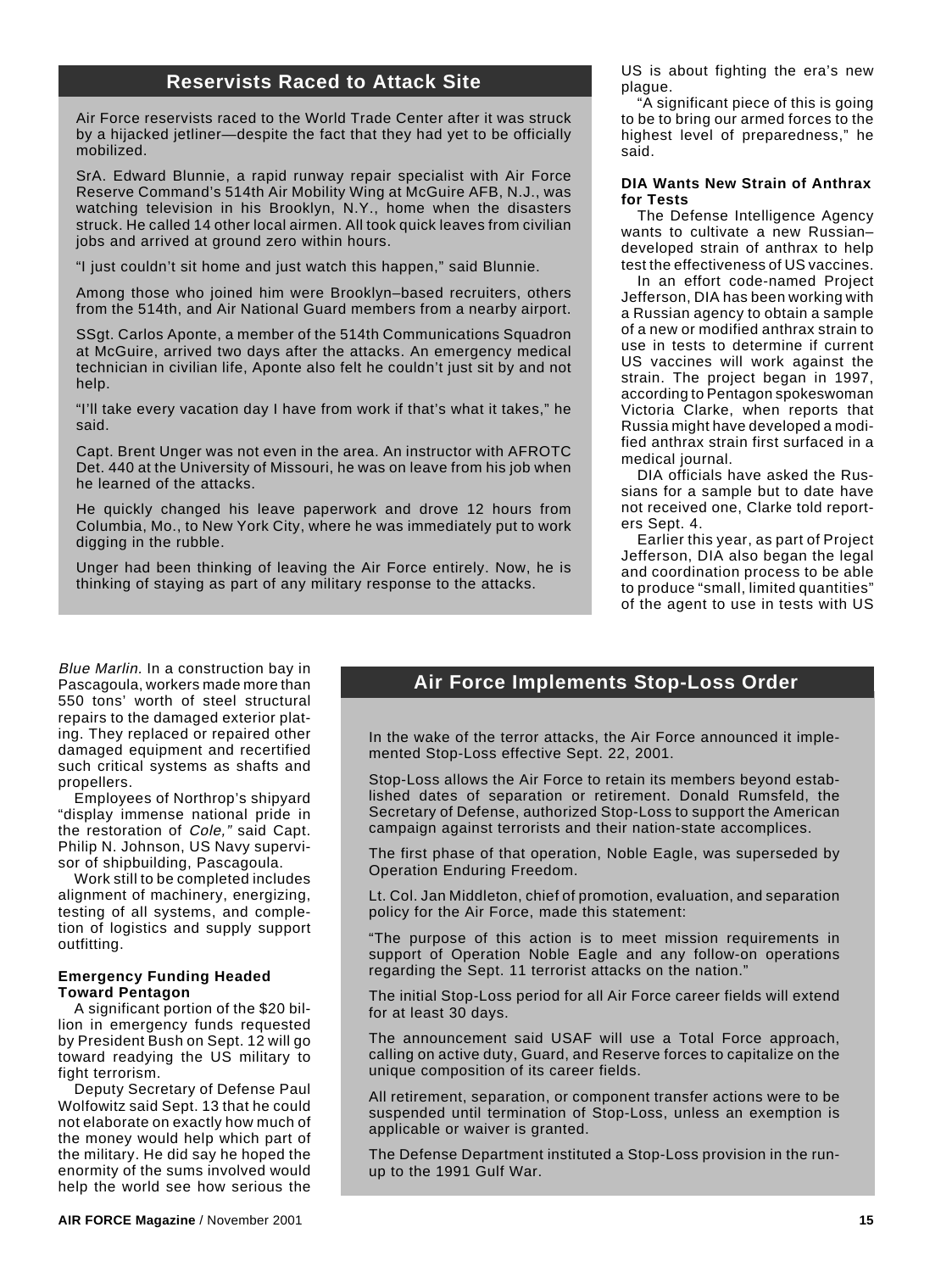## Reservists Raced to Attack Site

Air Force reservists raced to the World Trade Center after it was struck by a hijacked jetliner—despite the fact that they had yet to be officially mobilized.

SrA. Edward Blunnie, a rapid runway repair specialist with Air Force Reserve Command's 514th Air Mobility Wing at McGuire AFB, N.J., was watching television in his Brooklyn, N.Y., home when the disasters struck. He called 14 other local airmen. All took quick leaves from civilian jobs and arrived at ground zero within hours.

"I just couldn't sit home and just watch this happen," said Blunnie.

Among those who joined him were Brooklyn–based recruiters, others from the 514th, and Air National Guard members from a nearby airport.

SSgt. Carlos Aponte, a member of the 514th Communications Squadron at McGuire, arrived two days after the attacks. An emergency medical technician in civilian life, Aponte also felt he couldn't just sit by and not help.

"I'll take every vacation day I have from work if that's what it takes," he said.

Capt. Brent Unger was not even in the area. An instructor with AFROTC Det. 440 at the University of Missouri, he was on leave from his job when he learned of the attacks.

He quickly changed his leave paperwork and drove 12 hours from Columbia, Mo., to New York City, where he was immediately put to work digging in the rubble.

Unger had been thinking of leaving the Air Force entirely. Now, he is thinking of staying as part of any military response to the attacks.

*Blue Marlin*. In a construction bay in Pascagoula, workers made more than 550 tons' worth of steel structural repairs to the damaged exterior plating. They replaced or repaired other damaged equipment and recertified such critical systems as shafts and propellers.

Employees of Northrop's shipyard "display immense national pride in the restoration of *Cole,"* said Capt. Philip N. Johnson, US Navy supervisor of shipbuilding, Pascagoula.

Work still to be completed includes alignment of machinery, energizing, testing of all systems, and completion of logistics and supply support outfitting.

### Emergency Funding Headed Toward Pentagon

A significant portion of the $20 billion in emergency funds requested by President Bush on Sept. 12 will go toward readying the US military to fight terrorism.

Deputy Secretary of Defense Paul Wolfowitz said Sept. 13 that he could not elaborate on exactly how much of the money would help which part of the military. He did say he hoped the enormity of the sums involved would help the world see how serious the US is about fighting the era's new plague.

"A significant piece of this is going to be to bring our armed forces to the highest level of preparedness," he said.

### DIA Wants New Strain of Anthrax for Tests

The Defense Intelligence Agency wants to cultivate a new Russian–developed strain of anthrax to help test the effectiveness of US vaccines.

In an effort code-named Project Jefferson, DIA has been working with a Russian agency to obtain a sample of a new or modified anthrax strain to use in tests to determine if current US vaccines will work against the strain. The project began in 1997, according to Pentagon spokeswoman Victoria Clarke, when reports that Russia might have developed a modified anthrax strain first surfaced in a medical journal.

DIA officials have asked the Russians for a sample but to date have not received one, Clarke told reporters Sept. 4.

Earlier this year, as part of Project Jefferson, DIA also began the legal and coordination process to be able to produce "small, limited quantities" of the agent to use in tests with US

## Air Force Implements Stop-Loss Order

In the wake of the terror attacks, the Air Force announced it implemented Stop-Loss effective Sept. 22, 2001.

Stop-Loss allows the Air Force to retain its members beyond established dates of separation or retirement. Donald Rumsfeld, the Secretary of Defense, authorized Stop-Loss to support the American campaign against terrorists and their nation-state accomplices.

The first phase of that operation, Noble Eagle, was superseded by Operation Enduring Freedom.

Lt. Col. Jan Middleton, chief of promotion, evaluation, and separation policy for the Air Force, made this statement:

"The purpose of this action is to meet mission requirements in support of Operation Noble Eagle and any follow-on operations regarding the Sept. 11 terrorist attacks on the nation."

The initial Stop-Loss period for all Air Force career fields will extend for at least 30 days.

The announcement said USAF will use a Total Force approach, calling on active duty, Guard, and Reserve forces to capitalize on the unique composition of its career fields.

All retirement, separation, or component transfer actions were to be suspended until termination of Stop-Loss, unless an exemption is applicable or waiver is granted.

The Defense Department instituted a Stop-Loss provision in the run-up to the 1991 Gulf War.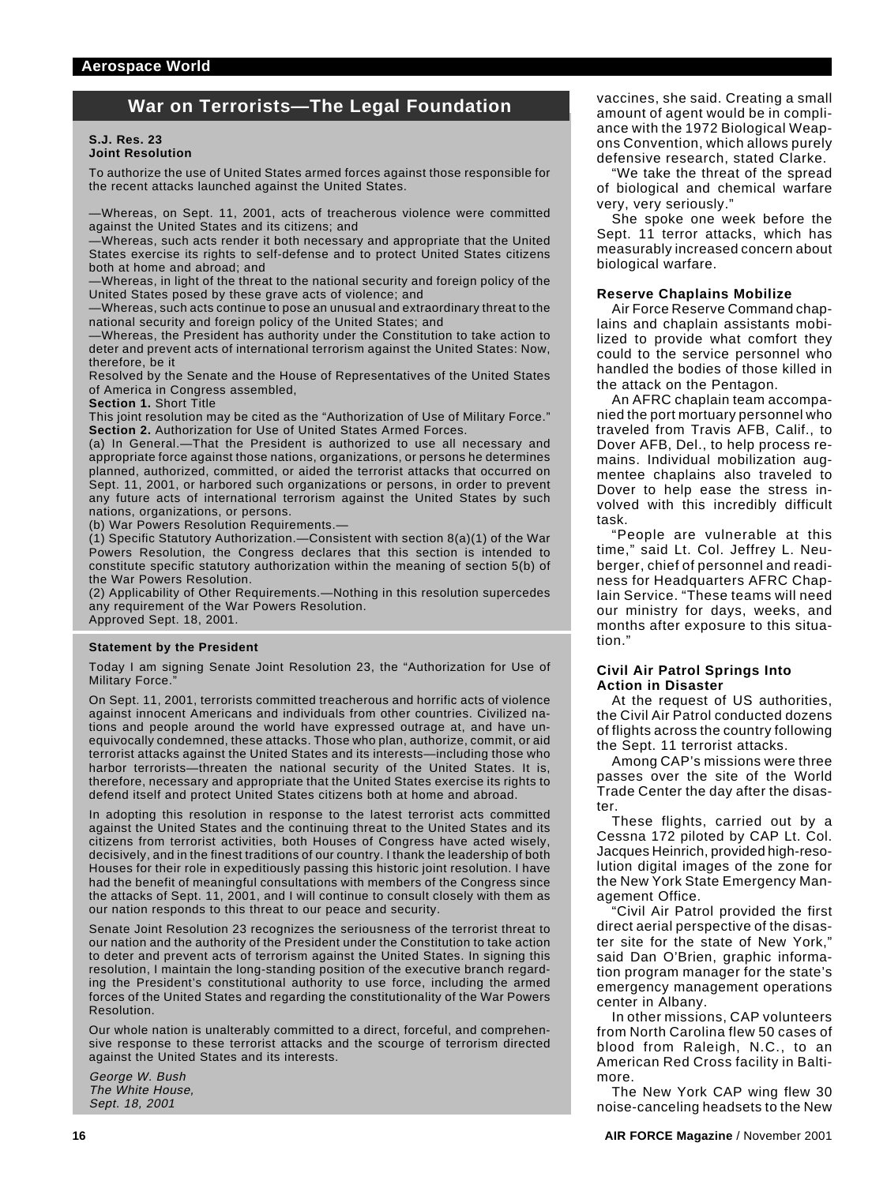## War on Terrorists—The Legal Foundation

**S.J. Res. 23**
**Joint Resolution**

To authorize the use of United States armed forces against those responsible for the recent attacks launched against the United States.

—Whereas, on Sept. 11, 2001, acts of treacherous violence were committed against the United States and its citizens; and

—Whereas, such acts render it both necessary and appropriate that the United States exercise its rights to self-defense and to protect United States citizens both at home and abroad; and

—Whereas, in light of the threat to the national security and foreign policy of the United States posed by these grave acts of violence; and

—Whereas, such acts continue to pose an unusual and extraordinary threat to the national security and foreign policy of the United States; and

—Whereas, the President has authority under the Constitution to take action to deter and prevent acts of international terrorism against the United States: Now, therefore, be it

Resolved by the Senate and the House of Representatives of the United States of America in Congress assembled,

**Section 1.** Short Title

This joint resolution may be cited as the "Authorization of Use of Military Force."

**Section 2.** Authorization for Use of United States Armed Forces.

(a) In General.—That the President is authorized to use all necessary and appropriate force against those nations, organizations, or persons he determines planned, authorized, committed, or aided the terrorist attacks that occurred on Sept. 11, 2001, or harbored such organizations or persons, in order to prevent any future acts of international terrorism against the United States by such nations, organizations, or persons.

(b) War Powers Resolution Requirements.—

(1) Specific Statutory Authorization.—Consistent with section 8(a)(1) of the War Powers Resolution, the Congress declares that this section is intended to constitute specific statutory authorization within the meaning of section 5(b) of the War Powers Resolution.

(2) Applicability of Other Requirements.—Nothing in this resolution supercedes any requirement of the War Powers Resolution.

Approved Sept. 18, 2001.

**Statement by the President**

Today I am signing Senate Joint Resolution 23, the "Authorization for Use of Military Force."

On Sept. 11, 2001, terrorists committed treacherous and horrific acts of violence against innocent Americans and individuals from other countries. Civilized nations and people around the world have expressed outrage at, and have unequivocally condemned, these attacks. Those who plan, authorize, commit, or aid terrorist attacks against the United States and its interests—including those who harbor terrorists—threaten the national security of the United States. It is, therefore, necessary and appropriate that the United States exercise its rights to defend itself and protect United States citizens both at home and abroad.

In adopting this resolution in response to the latest terrorist acts committed against the United States and the continuing threat to the United States and its citizens from terrorist activities, both Houses of Congress have acted wisely, decisively, and in the finest traditions of our country. I thank the leadership of both Houses for their role in expeditiously passing this historic joint resolution. I have had the benefit of meaningful consultations with members of the Congress since the attacks of Sept. 11, 2001, and I will continue to consult closely with them as our nation responds to this threat to our peace and security.

Senate Joint Resolution 23 recognizes the seriousness of the terrorist threat to our nation and the authority of the President under the Constitution to take action to deter and prevent acts of terrorism against the United States. In signing this resolution, I maintain the long-standing position of the executive branch regarding the President's constitutional authority to use force, including the armed forces of the United States and regarding the constitutionality of the War Powers Resolution.

Our whole nation is unalterably committed to a direct, forceful, and comprehensive response to these terrorist attacks and the scourge of terrorism directed against the United States and its interests.

*George W. Bush*
*The White House,*
*Sept. 18, 2001*

vaccines, she said. Creating a small amount of agent would be in compliance with the 1972 Biological Weapons Convention, which allows purely defensive research, stated Clarke.

"We take the threat of the spread of biological and chemical warfare very, very seriously."

She spoke one week before the Sept. 11 terror attacks, which has measurably increased concern about biological warfare.

### Reserve Chaplains Mobilize

Air Force Reserve Command chaplains and chaplain assistants mobilized to provide what comfort they could to the service personnel who handled the bodies of those killed in the attack on the Pentagon.

An AFRC chaplain team accompanied the port mortuary personnel who traveled from Travis AFB, Calif., to Dover AFB, Del., to help process remains. Individual mobilization augmentee chaplains also traveled to Dover to help ease the stress involved with this incredibly difficult task.

"People are vulnerable at this time," said Lt. Col. Jeffrey L. Neuberger, chief of personnel and readiness for Headquarters AFRC Chaplain Service. "These teams will need our ministry for days, weeks, and months after exposure to this situation."

### Civil Air Patrol Springs Into Action in Disaster

At the request of US authorities, the Civil Air Patrol conducted dozens of flights across the country following the Sept. 11 terrorist attacks.

Among CAP's missions were three passes over the site of the World Trade Center the day after the disaster.

These flights, carried out by a Cessna 172 piloted by CAP Lt. Col. Jacques Heinrich, provided high-resolution digital images of the zone for the New York State Emergency Management Office.

"Civil Air Patrol provided the first direct aerial perspective of the disaster site for the state of New York," said Dan O'Brien, graphic information program manager for the state's emergency management operations center in Albany.

In other missions, CAP volunteers from North Carolina flew 50 cases of blood from Raleigh, N.C., to an American Red Cross facility in Baltimore.

The New York CAP wing flew 30 noise-canceling headsets to the New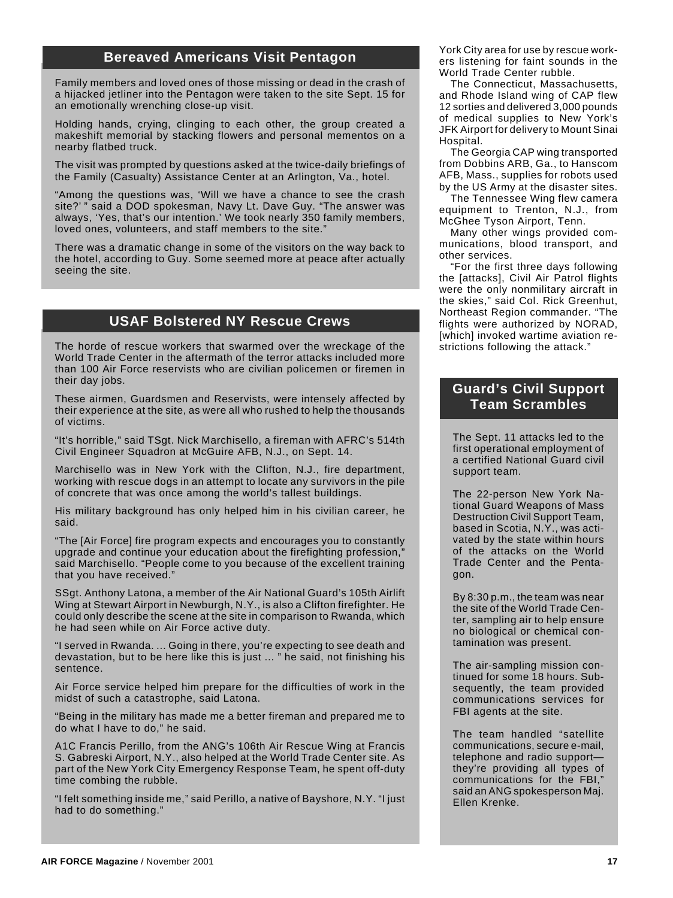## Bereaved Americans Visit Pentagon

Family members and loved ones of those missing or dead in the crash of a hijacked jetliner into the Pentagon were taken to the site Sept. 15 for an emotionally wrenching close-up visit.

Holding hands, crying, clinging to each other, the group created a makeshift memorial by stacking flowers and personal mementos on a nearby flatbed truck.

The visit was prompted by questions asked at the twice-daily briefings of the Family (Casualty) Assistance Center at an Arlington, Va., hotel.

"Among the questions was, 'Will we have a chance to see the crash site?' " said a DOD spokesman, Navy Lt. Dave Guy. "The answer was always, 'Yes, that's our intention.' We took nearly 350 family members, loved ones, volunteers, and staff members to the site."

There was a dramatic change in some of the visitors on the way back to the hotel, according to Guy. Some seemed more at peace after actually seeing the site.

## USAF Bolstered NY Rescue Crews

The horde of rescue workers that swarmed over the wreckage of the World Trade Center in the aftermath of the terror attacks included more than 100 Air Force reservists who are civilian policemen or firemen in their day jobs.

These airmen, Guardsmen and Reservists, were intensely affected by their experience at the site, as were all who rushed to help the thousands of victims.

"It's horrible," said TSgt. Nick Marchisello, a fireman with AFRC's 514th Civil Engineer Squadron at McGuire AFB, N.J., on Sept. 14.

Marchisello was in New York with the Clifton, N.J., fire department, working with rescue dogs in an attempt to locate any survivors in the pile of concrete that was once among the world's tallest buildings.

His military background has only helped him in his civilian career, he said.

"The [Air Force] fire program expects and encourages you to constantly upgrade and continue your education about the firefighting profession," said Marchisello. "People come to you because of the excellent training that you have received."

SSgt. Anthony Latona, a member of the Air National Guard's 105th Airlift Wing at Stewart Airport in Newburgh, N.Y., is also a Clifton firefighter. He could only describe the scene at the site in comparison to Rwanda, which he had seen while on Air Force active duty.

"I served in Rwanda. ... Going in there, you're expecting to see death and devastation, but to be here like this is just ... " he said, not finishing his sentence.

Air Force service helped him prepare for the difficulties of work in the midst of such a catastrophe, said Latona.

"Being in the military has made me a better fireman and prepared me to do what I have to do," he said.

A1C Francis Perillo, from the ANG's 106th Air Rescue Wing at Francis S. Gabreski Airport, N.Y., also helped at the World Trade Center site. As part of the New York City Emergency Response Team, he spent off-duty time combing the rubble.

"I felt something inside me," said Perillo, a native of Bayshore, N.Y. "I just had to do something."

York City area for use by rescue workers listening for faint sounds in the World Trade Center rubble.

The Connecticut, Massachusetts, and Rhode Island wing of CAP flew 12 sorties and delivered 3,000 pounds of medical supplies to New York's JFK Airport for delivery to Mount Sinai Hospital.

The Georgia CAP wing transported from Dobbins ARB, Ga., to Hanscom AFB, Mass., supplies for robots used by the US Army at the disaster sites.

The Tennessee Wing flew camera equipment to Trenton, N.J., from McGhee Tyson Airport, Tenn.

Many other wings provided communications, blood transport, and other services.

"For the first three days following the [attacks], Civil Air Patrol flights were the only nonmilitary aircraft in the skies," said Col. Rick Greenhut, Northeast Region commander. "The flights were authorized by NORAD, [which] invoked wartime aviation restrictions following the attack."

## Guard's Civil Support Team Scrambles

The Sept. 11 attacks led to the first operational employment of a certified National Guard civil support team.

The 22-person New York National Guard Weapons of Mass Destruction Civil Support Team, based in Scotia, N.Y., was activated by the state within hours of the attacks on the World Trade Center and the Pentagon.

By 8:30 p.m., the team was near the site of the World Trade Center, sampling air to help ensure no biological or chemical contamination was present.

The air-sampling mission continued for some 18 hours. Subsequently, the team provided communications services for FBI agents at the site.

The team handled "satellite communications, secure e-mail, telephone and radio support—they're providing all types of communications for the FBI," said an ANG spokesperson Maj. Ellen Krenke.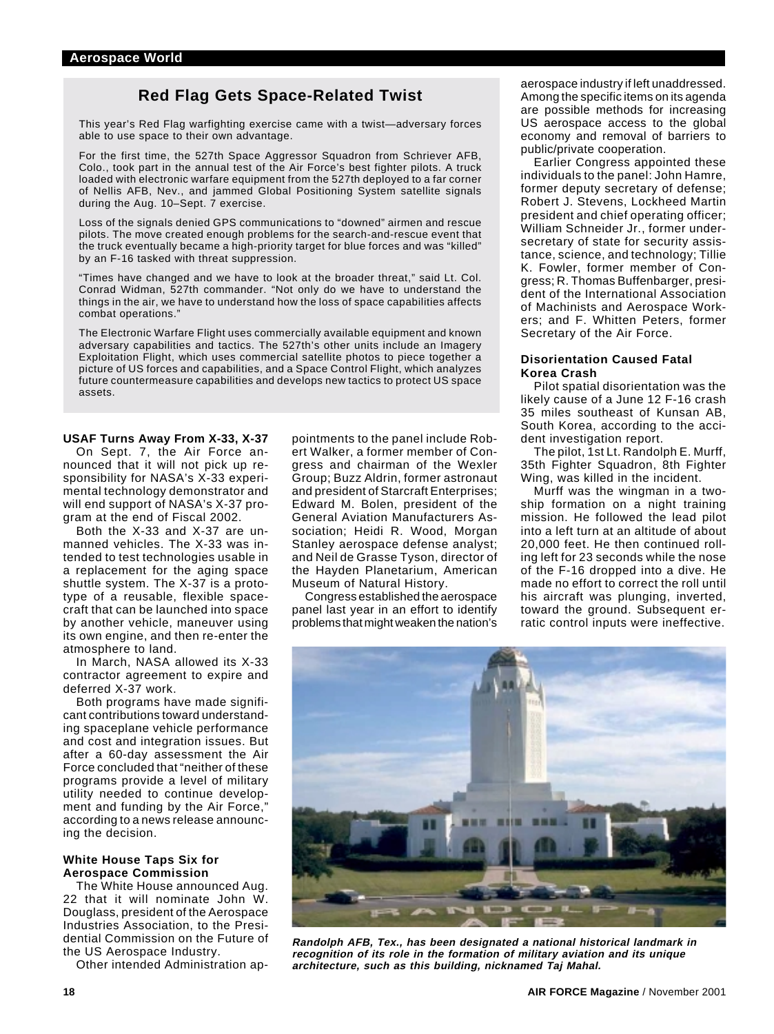## Red Flag Gets Space-Related Twist

This year's Red Flag warfighting exercise came with a twist—adversary forces able to use space to their own advantage.

For the first time, the 527th Space Aggressor Squadron from Schriever AFB, Colo., took part in the annual test of the Air Force's best fighter pilots. A truck loaded with electronic warfare equipment from the 527th deployed to a far corner of Nellis AFB, Nev., and jammed Global Positioning System satellite signals during the Aug. 10–Sept. 7 exercise.

Loss of the signals denied GPS communications to "downed" airmen and rescue pilots. The move created enough problems for the search-and-rescue event that the truck eventually became a high-priority target for blue forces and was "killed" by an F-16 tasked with threat suppression.

"Times have changed and we have to look at the broader threat," said Lt. Col. Conrad Widman, 527th commander. "Not only do we have to understand the things in the air, we have to understand how the loss of space capabilities affects combat operations."

The Electronic Warfare Flight uses commercially available equipment and known adversary capabilities and tactics. The 527th's other units include an Imagery Exploitation Flight, which uses commercial satellite photos to piece together a picture of US forces and capabilities, and a Space Control Flight, which analyzes future countermeasure capabilities and develops new tactics to protect US space assets.

### USAF Turns Away From X-33, X-37

On Sept. 7, the Air Force announced that it will not pick up responsibility for NASA's X-33 experimental technology demonstrator and will end support of NASA's X-37 program at the end of Fiscal 2002.

Both the X-33 and X-37 are unmanned vehicles. The X-33 was intended to test technologies usable in a replacement for the aging space shuttle system. The X-37 is a prototype of a reusable, flexible spacecraft that can be launched into space by another vehicle, maneuver using its own engine, and then re-enter the atmosphere to land.

In March, NASA allowed its X-33 contractor agreement to expire and deferred X-37 work.

Both programs have made significant contributions toward understanding spaceplane vehicle performance and cost and integration issues. But after a 60-day assessment the Air Force concluded that "neither of these programs provide a level of military utility needed to continue development and funding by the Air Force," according to a news release announcing the decision.

### White House Taps Six for Aerospace Commission

The White House announced Aug. 22 that it will nominate John W. Douglass, president of the Aerospace Industries Association, to the Presidential Commission on the Future of the US Aerospace Industry.

Other intended Administration appointments to the panel include Robert Walker, a former member of Congress and chairman of the Wexler Group; Buzz Aldrin, former astronaut and president of Starcraft Enterprises; Edward M. Bolen, president of the General Aviation Manufacturers Association; Heidi R. Wood, Morgan Stanley aerospace defense analyst; and Neil de Grasse Tyson, director of the Hayden Planetarium, American Museum of Natural History.

Congress established the aerospace panel last year in an effort to identify problems that might weaken the nation's aerospace industry if left unaddressed. Among the specific items on its agenda are possible methods for increasing US aerospace access to the global economy and removal of barriers to public/private cooperation.

Earlier Congress appointed these individuals to the panel: John Hamre, former deputy secretary of defense; Robert J. Stevens, Lockheed Martin president and chief operating officer; William Schneider Jr., former undersecretary of state for security assistance, science, and technology; Tillie K. Fowler, former member of Congress; R. Thomas Buffenbarger, president of the International Association of Machinists and Aerospace Workers; and F. Whitten Peters, former Secretary of the Air Force.

### Disorientation Caused Fatal Korea Crash

Pilot spatial disorientation was the likely cause of a June 12 F-16 crash 35 miles southeast of Kunsan AB, South Korea, according to the accident investigation report.

The pilot, 1st Lt. Randolph E. Murff, 35th Fighter Squadron, 8th Fighter Wing, was killed in the incident.

Murff was the wingman in a two-ship formation on a night training mission. He followed the lead pilot into a left turn at an altitude of about 20,000 feet. He then continued rolling left for 23 seconds while the nose of the F-16 dropped into a dive. He made no effort to correct the roll until his aircraft was plunging, inverted, toward the ground. Subsequent erratic control inputs were ineffective.

***Randolph AFB, Tex., has been designated a national historical landmark in recognition of its role in the formation of military aviation and its unique architecture, such as this building, nicknamed Taj Mahal.***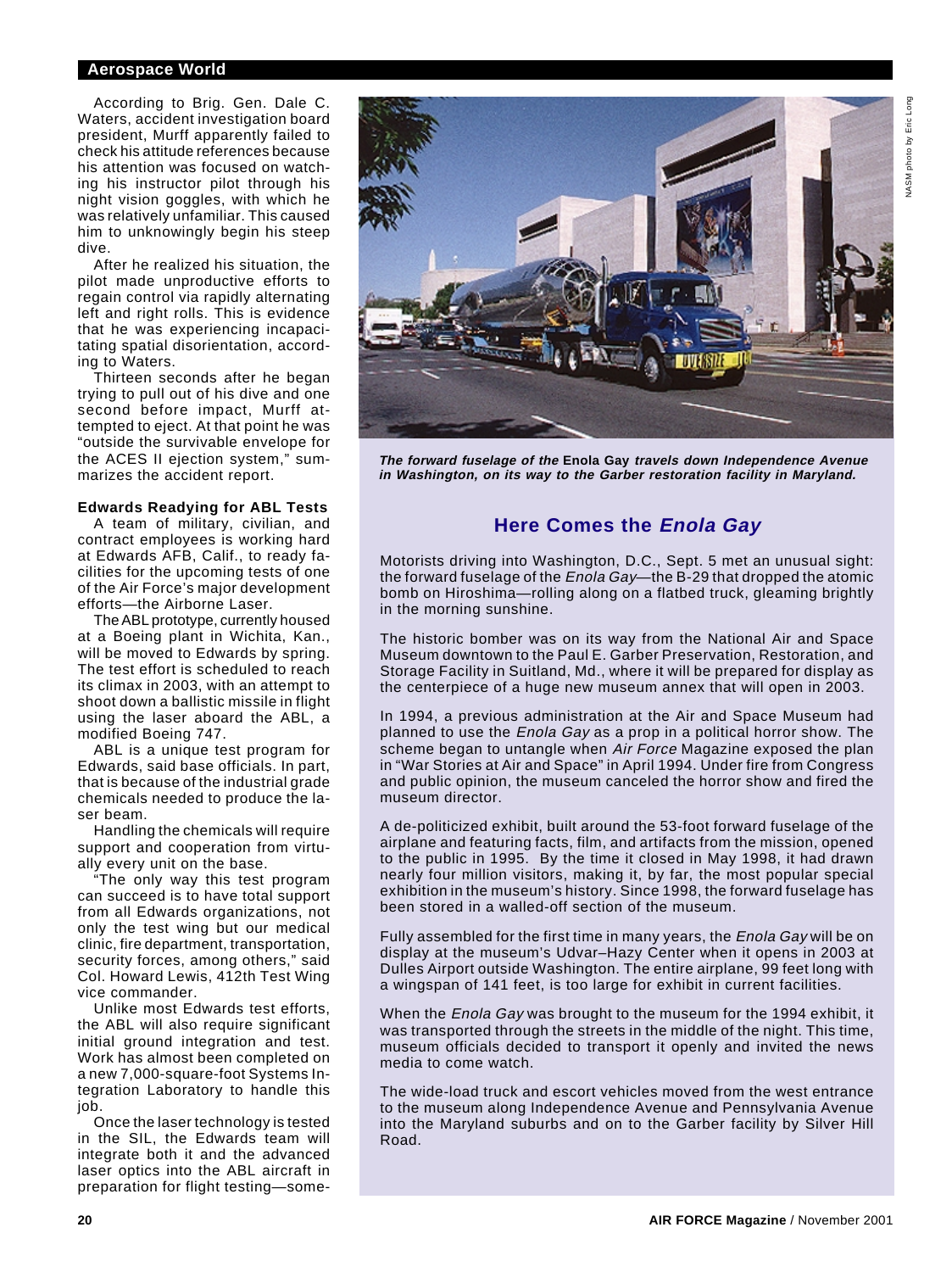According to Brig. Gen. Dale C. Waters, accident investigation board president, Murff apparently failed to check his attitude references because his attention was focused on watching his instructor pilot through his night vision goggles, with which he was relatively unfamiliar. This caused him to unknowingly begin his steep dive.

After he realized his situation, the pilot made unproductive efforts to regain control via rapidly alternating left and right rolls. This is evidence that he was experiencing incapacitating spatial disorientation, according to Waters.

Thirteen seconds after he began trying to pull out of his dive and one second before impact, Murff attempted to eject. At that point he was "outside the survivable envelope for the ACES II ejection system," summarizes the accident report.

### Edwards Readying for ABL Tests

A team of military, civilian, and contract employees is working hard at Edwards AFB, Calif., to ready facilities for the upcoming tests of one of the Air Force's major development efforts—the Airborne Laser.

The ABL prototype, currently housed at a Boeing plant in Wichita, Kan., will be moved to Edwards by spring. The test effort is scheduled to reach its climax in 2003, with an attempt to shoot down a ballistic missile in flight using the laser aboard the ABL, a modified Boeing 747.

ABL is a unique test program for Edwards, said base officials. In part, that is because of the industrial grade chemicals needed to produce the laser beam.

Handling the chemicals will require support and cooperation from virtually every unit on the base.

"The only way this test program can succeed is to have total support from all Edwards organizations, not only the test wing but our medical clinic, fire department, transportation, security forces, among others," said Col. Howard Lewis, 412th Test Wing vice commander.

Unlike most Edwards test efforts, the ABL will also require significant initial ground integration and test. Work has almost been completed on a new 7,000-square-foot Systems Integration Laboratory to handle this job.

Once the laser technology is tested in the SIL, the Edwards team will integrate both it and the advanced laser optics into the ABL aircraft in preparation for flight testing—some-

NASM photo by Eric Long

***The forward fuselage of the* Enola Gay *travels down Independence Avenue in Washington, on its way to the Garber restoration facility in Maryland.***

## Here Comes the *Enola Gay*

Motorists driving into Washington, D.C., Sept. 5 met an unusual sight: the forward fuselage of the *Enola Gay*—the B-29 that dropped the atomic bomb on Hiroshima—rolling along on a flatbed truck, gleaming brightly in the morning sunshine.

The historic bomber was on its way from the National Air and Space Museum downtown to the Paul E. Garber Preservation, Restoration, and Storage Facility in Suitland, Md., where it will be prepared for display as the centerpiece of a huge new museum annex that will open in 2003.

In 1994, a previous administration at the Air and Space Museum had planned to use the *Enola Gay* as a prop in a political horror show. The scheme began to untangle when *Air Force* Magazine exposed the plan in "War Stories at Air and Space" in April 1994. Under fire from Congress and public opinion, the museum canceled the horror show and fired the museum director.

A de-politicized exhibit, built around the 53-foot forward fuselage of the airplane and featuring facts, film, and artifacts from the mission, opened to the public in 1995. By the time it closed in May 1998, it had drawn nearly four million visitors, making it, by far, the most popular special exhibition in the museum's history. Since 1998, the forward fuselage has been stored in a walled-off section of the museum.

Fully assembled for the first time in many years, the *Enola Gay* will be on display at the museum's Udvar–Hazy Center when it opens in 2003 at Dulles Airport outside Washington. The entire airplane, 99 feet long with a wingspan of 141 feet, is too large for exhibit in current facilities.

When the *Enola Gay* was brought to the museum for the 1994 exhibit, it was transported through the streets in the middle of the night. This time, museum officials decided to transport it openly and invited the news media to come watch.

The wide-load truck and escort vehicles moved from the west entrance to the museum along Independence Avenue and Pennsylvania Avenue into the Maryland suburbs and on to the Garber facility by Silver Hill Road.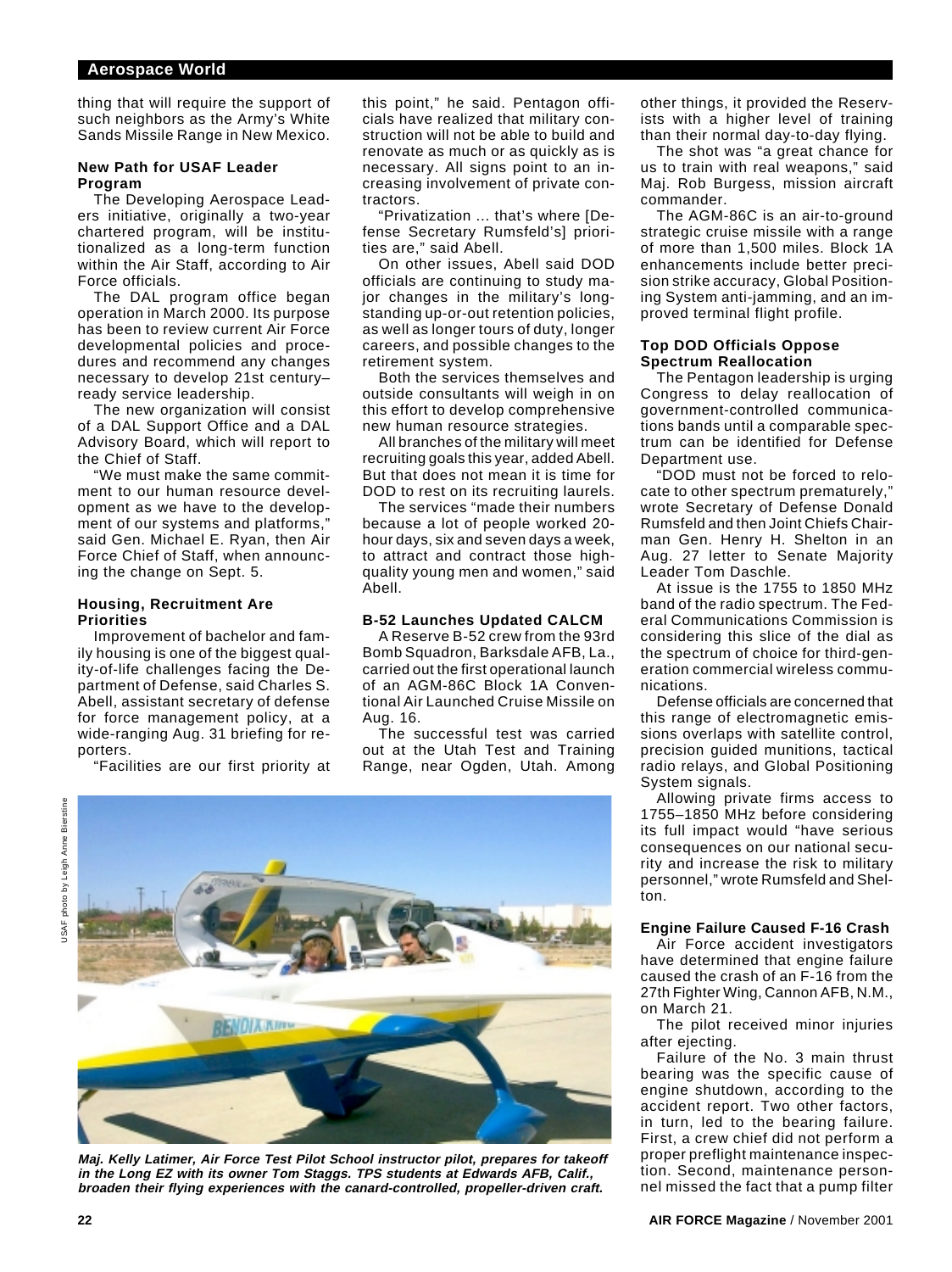thing that will require the support of such neighbors as the Army's White Sands Missile Range in New Mexico.

### New Path for USAF Leader Program

The Developing Aerospace Leaders initiative, originally a two-year chartered program, will be institutionalized as a long-term function within the Air Staff, according to Air Force officials.

The DAL program office began operation in March 2000. Its purpose has been to review current Air Force developmental policies and procedures and recommend any changes necessary to develop 21st century–ready service leadership.

The new organization will consist of a DAL Support Office and a DAL Advisory Board, which will report to the Chief of Staff.

"We must make the same commitment to our human resource development as we have to the development of our systems and platforms," said Gen. Michael E. Ryan, then Air Force Chief of Staff, when announcing the change on Sept. 5.

### Housing, Recruitment Are Priorities

Improvement of bachelor and family housing is one of the biggest quality-of-life challenges facing the Department of Defense, said Charles S. Abell, assistant secretary of defense for force management policy, at a wide-ranging Aug. 31 briefing for reporters.

"Facilities are our first priority at this point," he said. Pentagon officials have realized that military construction will not be able to build and renovate as much or as quickly as is necessary. All signs point to an increasing involvement of private contractors.

"Privatization ... that's where [Defense Secretary Rumsfeld's] priorities are," said Abell.

On other issues, Abell said DOD officials are continuing to study major changes in the military's longstanding up-or-out retention policies, as well as longer tours of duty, longer careers, and possible changes to the retirement system.

Both the services themselves and outside consultants will weigh in on this effort to develop comprehensive new human resource strategies.

All branches of the military will meet recruiting goals this year, added Abell. But that does not mean it is time for DOD to rest on its recruiting laurels.

The services "made their numbers because a lot of people worked 20-hour days, six and seven days a week, to attract and contract those high-quality young men and women," said Abell.

### B-52 Launches Updated CALCM

A Reserve B-52 crew from the 93rd Bomb Squadron, Barksdale AFB, La., carried out the first operational launch of an AGM-86C Block 1A Conventional Air Launched Cruise Missile on Aug. 16.

The successful test was carried out at the Utah Test and Training Range, near Ogden, Utah. Among other things, it provided the Reservists with a higher level of training than their normal day-to-day flying.

The shot was "a great chance for us to train with real weapons," said Maj. Rob Burgess, mission aircraft commander.

The AGM-86C is an air-to-ground strategic cruise missile with a range of more than 1,500 miles. Block 1A enhancements include better precision strike accuracy, Global Positioning System anti-jamming, and an improved terminal flight profile.

### Top DOD Officials Oppose Spectrum Reallocation

The Pentagon leadership is urging Congress to delay reallocation of government-controlled communications bands until a comparable spectrum can be identified for Defense Department use.

"DOD must not be forced to relocate to other spectrum prematurely," wrote Secretary of Defense Donald Rumsfeld and then Joint Chiefs Chairman Gen. Henry H. Shelton in an Aug. 27 letter to Senate Majority Leader Tom Daschle.

At issue is the 1755 to 1850 MHz band of the radio spectrum. The Federal Communications Commission is considering this slice of the dial as the spectrum of choice for third-generation commercial wireless communications.

Defense officials are concerned that this range of electromagnetic emissions overlaps with satellite control, precision guided munitions, tactical radio relays, and Global Positioning System signals.

Allowing private firms access to 1755–1850 MHz before considering its full impact would "have serious consequences on our national security and increase the risk to military personnel," wrote Rumsfeld and Shelton.

### Engine Failure Caused F-16 Crash

Air Force accident investigators have determined that engine failure caused the crash of an F-16 from the 27th Fighter Wing, Cannon AFB, N.M., on March 21.

The pilot received minor injuries after ejecting.

Failure of the No. 3 main thrust bearing was the specific cause of engine shutdown, according to the accident report. Two other factors, in turn, led to the bearing failure. First, a crew chief did not perform a proper preflight maintenance inspection. Second, maintenance personnel missed the fact that a pump filter

USAF photo by Leigh Anne Bierstine

***Maj. Kelly Latimer, Air Force Test Pilot School instructor pilot, prepares for takeoff in the Long EZ with its owner Tom Staggs. TPS students at Edwards AFB, Calif., broaden their flying experiences with the canard-controlled, propeller-driven craft.***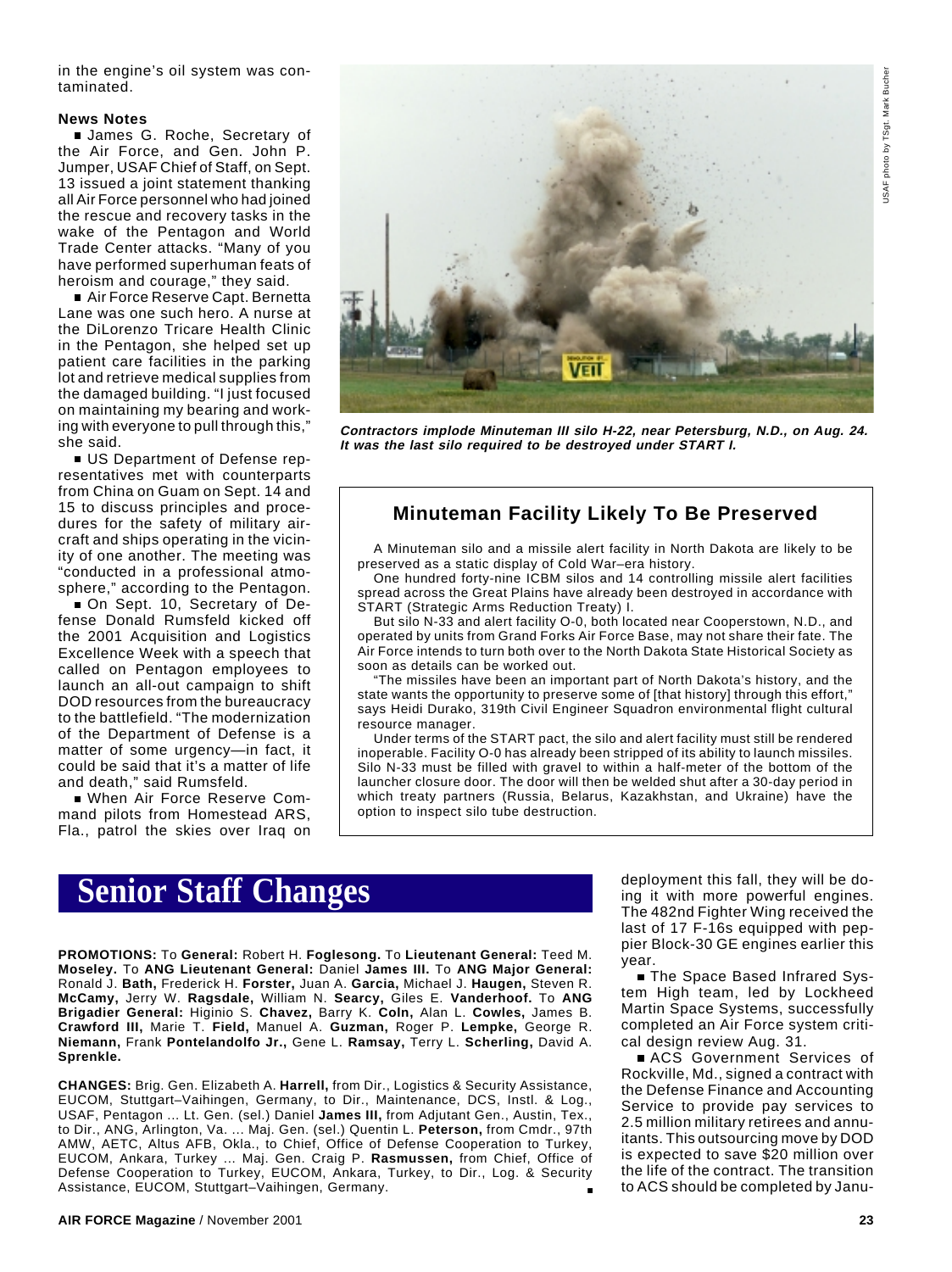in the engine's oil system was contaminated.

**News Notes**

■ James G. Roche, Secretary of the Air Force, and Gen. John P. Jumper, USAF Chief of Staff, on Sept. 13 issued a joint statement thanking all Air Force personnel who had joined the rescue and recovery tasks in the wake of the Pentagon and World Trade Center attacks. "Many of you have performed superhuman feats of heroism and courage," they said.

■ Air Force Reserve Capt. Bernetta Lane was one such hero. A nurse at the DiLorenzo Tricare Health Clinic in the Pentagon, she helped set up patient care facilities in the parking lot and retrieve medical supplies from the damaged building. "I just focused on maintaining my bearing and working with everyone to pull through this," she said.

■ US Department of Defense representatives met with counterparts from China on Guam on Sept. 14 and 15 to discuss principles and procedures for the safety of military aircraft and ships operating in the vicinity of one another. The meeting was "conducted in a professional atmosphere," according to the Pentagon.

■ On Sept. 10, Secretary of Defense Donald Rumsfeld kicked off the 2001 Acquisition and Logistics Excellence Week with a speech that called on Pentagon employees to launch an all-out campaign to shift DOD resources from the bureaucracy to the battlefield. "The modernization of the Department of Defense is a matter of some urgency—in fact, it could be said that it's a matter of life and death," said Rumsfeld.

■ When Air Force Reserve Command pilots from Homestead ARS, Fla., patrol the skies over Iraq on deployment this fall, they will be doing it with more powerful engines. The 482nd Fighter Wing received the last of 17 F-16s equipped with peppier Block-30 GE engines earlier this year.

■ The Space Based Infrared System High team, led by Lockheed Martin Space Systems, successfully completed an Air Force system critical design review Aug. 31.

■ ACS Government Services of Rockville, Md., signed a contract with the Defense Finance and Accounting Service to provide pay services to 2.5 million military retirees and annuitants. This outsourcing move by DOD is expected to save $20 million over the life of the contract. The transition to ACS should be completed by Janu-

*USAF photo by TSgt. Mark Bucher*

***Contractors implode Minuteman III silo H-22, near Petersburg, N.D., on Aug. 24. It was the last silo required to be destroyed under START I.***

## Minuteman Facility Likely To Be Preserved

A Minuteman silo and a missile alert facility in North Dakota are likely to be preserved as a static display of Cold War–era history.

One hundred forty-nine ICBM silos and 14 controlling missile alert facilities spread across the Great Plains have already been destroyed in accordance with START (Strategic Arms Reduction Treaty) I.

But silo N-33 and alert facility O-0, both located near Cooperstown, N.D., and operated by units from Grand Forks Air Force Base, may not share their fate. The Air Force intends to turn both over to the North Dakota State Historical Society as soon as details can be worked out.

"The missiles have been an important part of North Dakota's history, and the state wants the opportunity to preserve some of [that history] through this effort," says Heidi Durako, 319th Civil Engineer Squadron environmental flight cultural resource manager.

Under terms of the START pact, the silo and alert facility must still be rendered inoperable. Facility O-0 has already been stripped of its ability to launch missiles. Silo N-33 must be filled with gravel to within a half-meter of the bottom of the launcher closure door. The door will then be welded shut after a 30-day period in which treaty partners (Russia, Belarus, Kazakhstan, and Ukraine) have the option to inspect silo tube destruction.

# Senior Staff Changes

**PROMOTIONS:** To **General:** Robert H. **Foglesong.** To **Lieutenant General:** Teed M. **Moseley.** To **ANG Lieutenant General:** Daniel **James III.** To **ANG Major General:** Ronald J. **Bath,** Frederick H. **Forster,** Juan A. **Garcia,** Michael J. **Haugen,** Steven R. **McCamy,** Jerry W. **Ragsdale,** William N. **Searcy,** Giles E. **Vanderhoof.** To **ANG Brigadier General:** Higinio S. **Chavez,** Barry K. **Coln,** Alan L. **Cowles,** James B. **Crawford III,** Marie T. **Field,** Manuel A. **Guzman,** Roger P. **Lempke,** George R. **Niemann,** Frank **Pontelandolfo Jr.,** Gene L. **Ramsay,** Terry L. **Scherling,** David A. **Sprenkle.**

**CHANGES:** Brig. Gen. Elizabeth A. **Harrell,** from Dir., Logistics & Security Assistance, EUCOM, Stuttgart–Vaihingen, Germany, to Dir., Maintenance, DCS, Instl. & Log., USAF, Pentagon ... Lt. Gen. (sel.) Daniel **James III,** from Adjutant Gen., Austin, Tex., to Dir., ANG, Arlington, Va. ... Maj. Gen. (sel.) Quentin L. **Peterson,** from Cmdr., 97th AMW, AETC, Altus AFB, Okla., to Chief, Office of Defense Cooperation to Turkey, EUCOM, Ankara, Turkey ... Maj. Gen. Craig P. **Rasmussen,** from Chief, Office of Defense Cooperation to Turkey, EUCOM, Ankara, Turkey, to Dir., Log. & Security Assistance, EUCOM, Stuttgart–Vaihingen, Germany. ■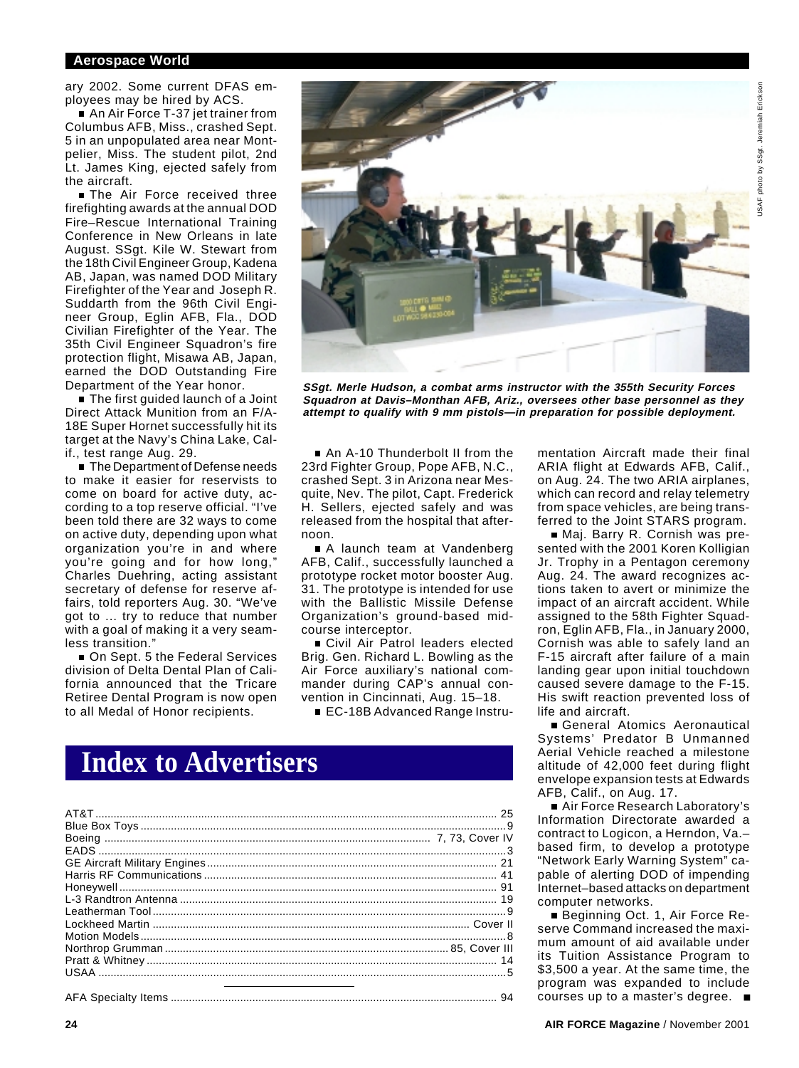ary 2002. Some current DFAS employees may be hired by ACS.

■ An Air Force T-37 jet trainer from Columbus AFB, Miss., crashed Sept. 5 in an unpopulated area near Montpelier, Miss. The student pilot, 2nd Lt. James King, ejected safely from the aircraft.

■ The Air Force received three firefighting awards at the annual DOD Fire–Rescue International Training Conference in New Orleans in late August. SSgt. Kile W. Stewart from the 18th Civil Engineer Group, Kadena AB, Japan, was named DOD Military Firefighter of the Year and Joseph R. Suddarth from the 96th Civil Engineer Group, Eglin AFB, Fla., DOD Civilian Firefighter of the Year. The 35th Civil Engineer Squadron's fire protection flight, Misawa AB, Japan, earned the DOD Outstanding Fire Department of the Year honor.

■ The first guided launch of a Joint Direct Attack Munition from an F/A-18E Super Hornet successfully hit its target at the Navy's China Lake, Calif., test range Aug. 29.

■ The Department of Defense needs to make it easier for reservists to come on board for active duty, according to a top reserve official. "I've been told there are 32 ways to come on active duty, depending upon what organization you're in and where you're going and for how long," Charles Duehring, acting assistant secretary of defense for reserve affairs, told reporters Aug. 30. "We've got to ... try to reduce that number with a goal of making it a very seamless transition."

■ On Sept. 5 the Federal Services division of Delta Dental Plan of California announced that the Tricare Retiree Dental Program is now open to all Medal of Honor recipients.

USAF photo by SSgt. Jeremiah Erickson

***SSgt. Merle Hudson, a combat arms instructor with the 355th Security Forces Squadron at Davis–Monthan AFB, Ariz., oversees other base personnel as they attempt to qualify with 9 mm pistols—in preparation for possible deployment.***

■ An A-10 Thunderbolt II from the 23rd Fighter Group, Pope AFB, N.C., crashed Sept. 3 in Arizona near Mesquite, Nev. The pilot, Capt. Frederick H. Sellers, ejected safely and was released from the hospital that afternoon.

■ A launch team at Vandenberg AFB, Calif., successfully launched a prototype rocket motor booster Aug. 31. The prototype is intended for use with the Ballistic Missile Defense Organization's ground-based midcourse interceptor.

■ Civil Air Patrol leaders elected Brig. Gen. Richard L. Bowling as the Air Force auxiliary's national commander during CAP's annual convention in Cincinnati, Aug. 15–18.

■ EC-18B Advanced Range Instrumentation Aircraft made their final ARIA flight at Edwards AFB, Calif., on Aug. 24. The two ARIA airplanes, which can record and relay telemetry from space vehicles, are being transferred to the Joint STARS program.

■ Maj. Barry R. Cornish was presented with the 2001 Koren Kolligian Jr. Trophy in a Pentagon ceremony Aug. 24. The award recognizes actions taken to avert or minimize the impact of an aircraft accident. While assigned to the 58th Fighter Squadron, Eglin AFB, Fla., in January 2000, Cornish was able to safely land an F-15 aircraft after failure of a main landing gear upon initial touchdown caused severe damage to the F-15. His swift reaction prevented loss of life and aircraft.

■ General Atomics Aeronautical Systems' Predator B Unmanned Aerial Vehicle reached a milestone altitude of 42,000 feet during flight envelope expansion tests at Edwards AFB, Calif., on Aug. 17.

■ Air Force Research Laboratory's Information Directorate awarded a contract to Logicon, a Herndon, Va.–based firm, to develop a prototype "Network Early Warning System" capable of alerting DOD of impending Internet–based attacks on department computer networks.

■ Beginning Oct. 1, Air Force Reserve Command increased the maximum amount of aid available under its Tuition Assistance Program to $3,500 a year. At the same time, the program was expanded to include courses up to a master's degree. ■

# Index to Advertisers

| | |
|---|---|
| AT&T | 25 |
| Blue Box Toys | 9 |
| Boeing | 7, 73, Cover IV |
| EADS | 3 |
| GE Aircraft Military Engines | 21 |
| Harris RF Communications | 41 |
| Honeywell | 91 |
| L-3 Randtron Antenna | 19 |
| Leatherman Tool | 9 |
| Lockheed Martin | Cover II |
| Motion Models | 8 |
| Northrop Grumman | 85, Cover III |
| Pratt & Whitney | 14 |
| USAA | 5 |
| AFA Specialty Items | 94 |